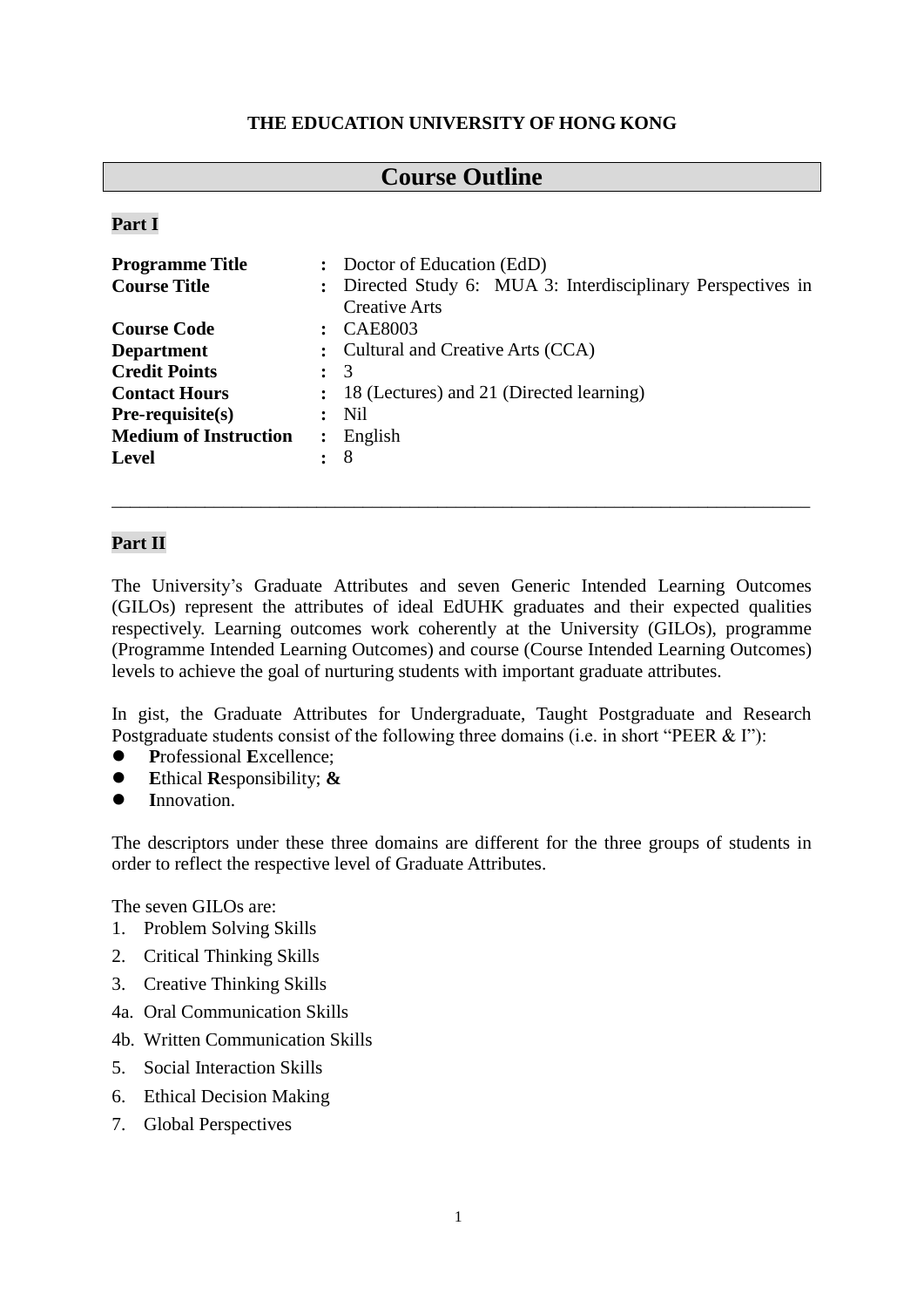**THE EDUCATION UNIVERSITY OF HONG KONG**

# Course Outline

## Part I

| | | |
|---|---|---|
| **Programme Title** | **:** | Doctor of Education (EdD) |
| **Course Title** | **:** | Directed Study 6: MUA 3: Interdisciplinary Perspectives in Creative Arts |
| **Course Code** | **:** | CAE8003 |
| **Department** | **:** | Cultural and Creative Arts (CCA) |
| **Credit Points** | **:** | 3 |
| **Contact Hours** | **:** | 18 (Lectures) and 21 (Directed learning) |
| **Pre-requisite(s)** | **:** | Nil |
| **Medium of Instruction** | **:** | English |
| **Level** | **:** | 8 |

---

## Part II

The University's Graduate Attributes and seven Generic Intended Learning Outcomes (GILOs) represent the attributes of ideal EdUHK graduates and their expected qualities respectively. Learning outcomes work coherently at the University (GILOs), programme (Programme Intended Learning Outcomes) and course (Course Intended Learning Outcomes) levels to achieve the goal of nurturing students with important graduate attributes.

In gist, the Graduate Attributes for Undergraduate, Taught Postgraduate and Research Postgraduate students consist of the following three domains (i.e. in short "PEER & I"):

- **P**rofessional **E**xcellence;
- **E**thical **R**esponsibility; **&**
- **I**nnovation.

The descriptors under these three domains are different for the three groups of students in order to reflect the respective level of Graduate Attributes.

The seven GILOs are:

1. Problem Solving Skills
2. Critical Thinking Skills
3. Creative Thinking Skills

4a. Oral Communication Skills

4b. Written Communication Skills

5. Social Interaction Skills
6. Ethical Decision Making
7. Global Perspectives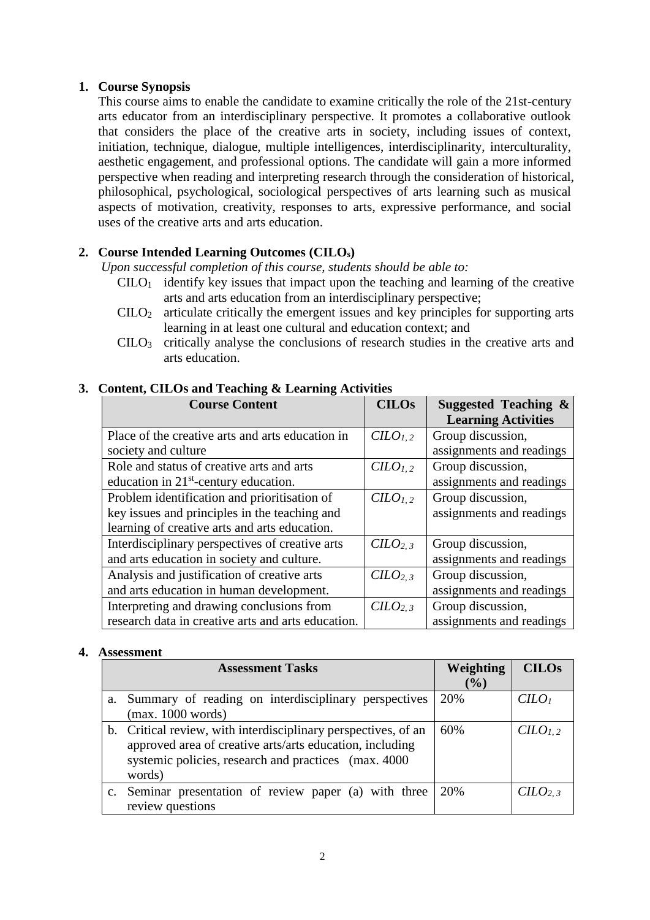## 1. Course Synopsis

This course aims to enable the candidate to examine critically the role of the 21st-century arts educator from an interdisciplinary perspective. It promotes a collaborative outlook that considers the place of the creative arts in society, including issues of context, initiation, technique, dialogue, multiple intelligences, interdisciplinarity, interculturality, aesthetic engagement, and professional options. The candidate will gain a more informed perspective when reading and interpreting research through the consideration of historical, philosophical, psychological, sociological perspectives of arts learning such as musical aspects of motivation, creativity, responses to arts, expressive performance, and social uses of the creative arts and arts education.

## 2. Course Intended Learning Outcomes ($CILO_s$)

*Upon successful completion of this course, students should be able to:*

- $CILO_1$ identify key issues that impact upon the teaching and learning of the creative arts and arts education from an interdisciplinary perspective;
- $CILO_2$ articulate critically the emergent issues and key principles for supporting arts learning in at least one cultural and education context; and
- $CILO_3$ critically analyse the conclusions of research studies in the creative arts and arts education.

## 3. Content, CILOs and Teaching & Learning Activities

| Course Content | CILOs | Suggested Teaching & Learning Activities |
|---|---|---|
| Place of the creative arts and arts education in society and culture | $CILO_{1,2}$ | Group discussion, assignments and readings |
| Role and status of creative arts and arts education in 21st-century education. | $CILO_{1,2}$ | Group discussion, assignments and readings |
| Problem identification and prioritisation of key issues and principles in the teaching and learning of creative arts and arts education. | $CILO_{1,2}$ | Group discussion, assignments and readings |
| Interdisciplinary perspectives of creative arts and arts education in society and culture. | $CILO_{2,3}$ | Group discussion, assignments and readings |
| Analysis and justification of creative arts and arts education in human development. | $CILO_{2,3}$ | Group discussion, assignments and readings |
| Interpreting and drawing conclusions from research data in creative arts and arts education. | $CILO_{2,3}$ | Group discussion, assignments and readings |

## 4. Assessment

| Assessment Tasks | Weighting (%) | CILOs |
|---|---|---|
| a. Summary of reading on interdisciplinary perspectives (max. 1000 words) | 20% | $CILO_1$ |
| b. Critical review, with interdisciplinary perspectives, of an approved area of creative arts/arts education, including systemic policies, research and practices (max. 4000 words) | 60% | $CILO_{1,2}$ |
| c. Seminar presentation of review paper (a) with three review questions | 20% | $CILO_{2,3}$ |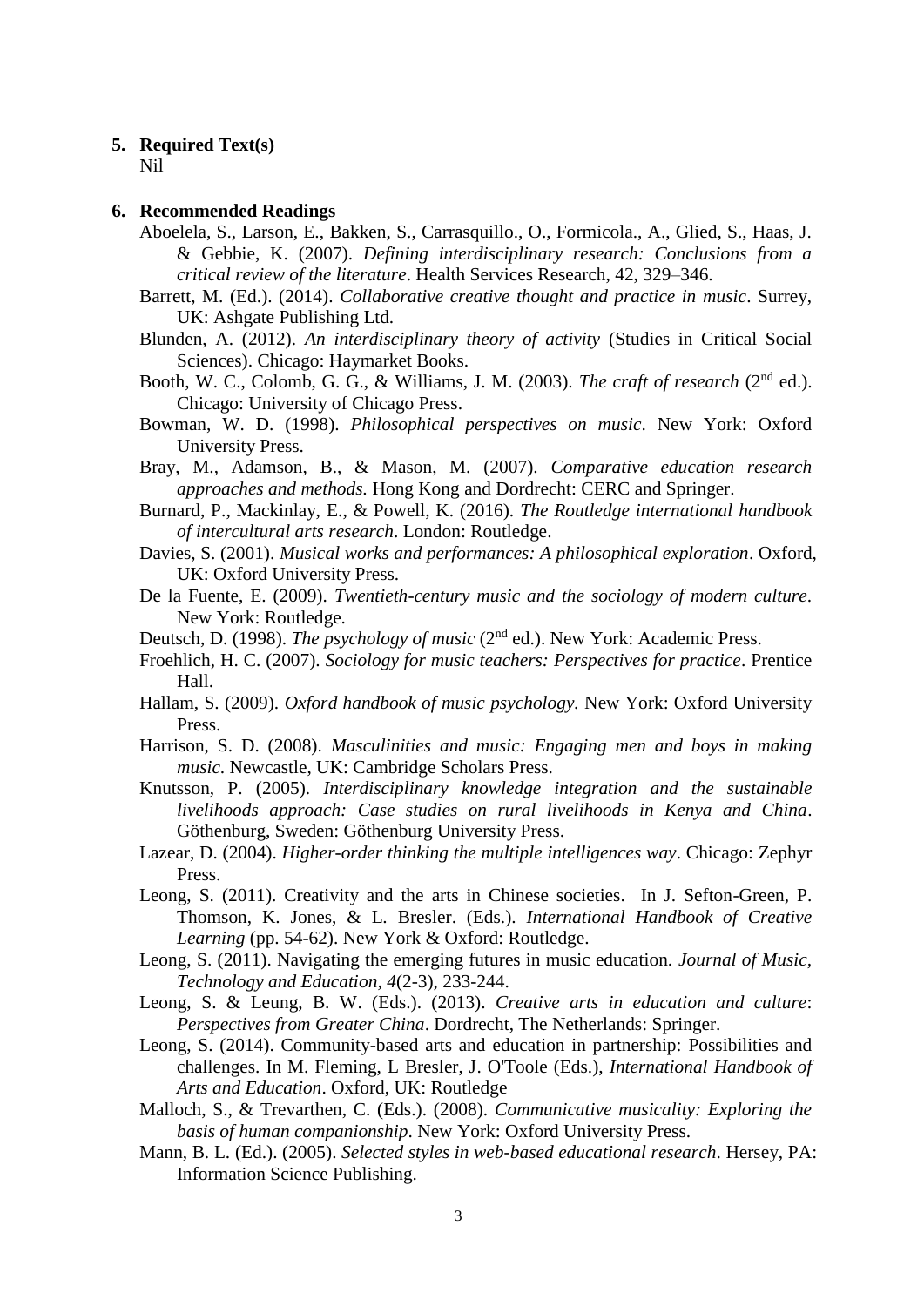## 5. Required Text(s)

Nil

## 6. Recommended Readings

Aboelela, S., Larson, E., Bakken, S., Carrasquillo., O., Formicola., A., Glied, S., Haas, J. & Gebbie, K. (2007). *Defining interdisciplinary research: Conclusions from a critical review of the literature*. Health Services Research, 42, 329–346.

Barrett, M. (Ed.). (2014). *Collaborative creative thought and practice in music*. Surrey, UK: Ashgate Publishing Ltd.

Blunden, A. (2012). *An interdisciplinary theory of activity* (Studies in Critical Social Sciences). Chicago: Haymarket Books.

Booth, W. C., Colomb, G. G., & Williams, J. M. (2003). *The craft of research* (2nd ed.). Chicago: University of Chicago Press.

Bowman, W. D. (1998). *Philosophical perspectives on music*. New York: Oxford University Press.

Bray, M., Adamson, B., & Mason, M. (2007). *Comparative education research approaches and methods.* Hong Kong and Dordrecht: CERC and Springer.

Burnard, P., Mackinlay, E., & Powell, K. (2016). *The Routledge international handbook of intercultural arts research*. London: Routledge.

Davies, S. (2001). *Musical works and performances: A philosophical exploration*. Oxford, UK: Oxford University Press.

De la Fuente, E. (2009). *Twentieth-century music and the sociology of modern culture*. New York: Routledge.

Deutsch, D. (1998). *The psychology of music* (2nd ed.). New York: Academic Press.

Froehlich, H. C. (2007). *Sociology for music teachers: Perspectives for practice*. Prentice Hall.

Hallam, S. (2009). *Oxford handbook of music psychology.* New York: Oxford University Press.

Harrison, S. D. (2008). *Masculinities and music: Engaging men and boys in making music*. Newcastle, UK: Cambridge Scholars Press.

Knutsson, P. (2005). *Interdisciplinary knowledge integration and the sustainable livelihoods approach: Case studies on rural livelihoods in Kenya and China*. Göthenburg, Sweden: Göthenburg University Press.

Lazear, D. (2004). *Higher-order thinking the multiple intelligences way*. Chicago: Zephyr Press.

Leong, S. (2011). Creativity and the arts in Chinese societies. In J. Sefton-Green, P. Thomson, K. Jones, & L. Bresler. (Eds.). *International Handbook of Creative Learning* (pp. 54-62). New York & Oxford: Routledge.

Leong, S. (2011). Navigating the emerging futures in music education. *Journal of Music, Technology and Education*, *4*(2-3), 233-244.

Leong, S. & Leung, B. W. (Eds.). (2013). *Creative arts in education and culture*: *Perspectives from Greater China*. Dordrecht, The Netherlands: Springer.

Leong, S. (2014). Community-based arts and education in partnership: Possibilities and challenges. In M. Fleming, L Bresler, J. O'Toole (Eds.), *International Handbook of Arts and Education*. Oxford, UK: Routledge

Malloch, S., & Trevarthen, C. (Eds.). (2008). *Communicative musicality: Exploring the basis of human companionship*. New York: Oxford University Press.

Mann, B. L. (Ed.). (2005). *Selected styles in web-based educational research*. Hersey, PA: Information Science Publishing.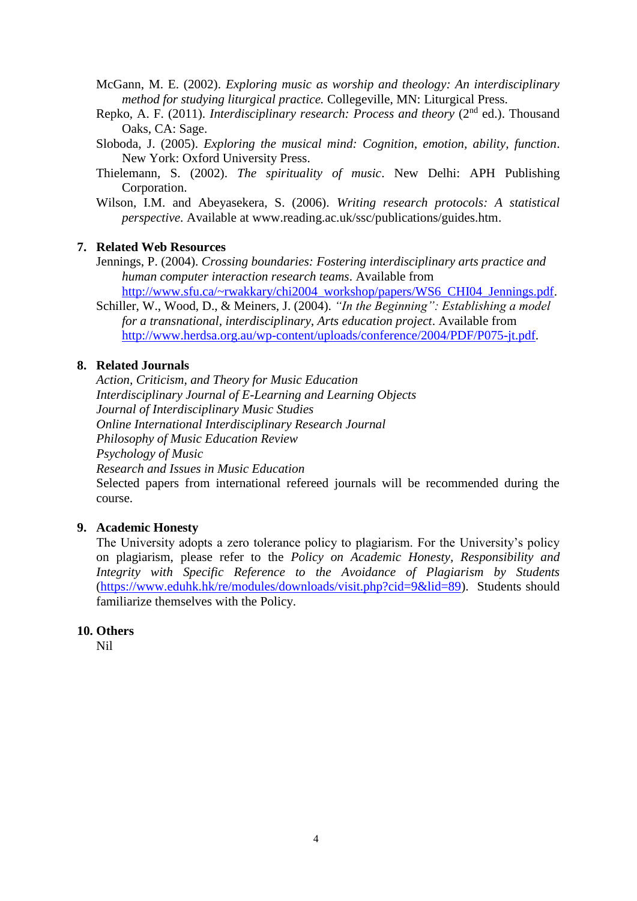McGann, M. E. (2002). *Exploring music as worship and theology: An interdisciplinary method for studying liturgical practice.* Collegeville, MN: Liturgical Press.

Repko, A. F. (2011). *Interdisciplinary research: Process and theory* (2nd ed.). Thousand Oaks, CA: Sage.

Sloboda, J. (2005). *Exploring the musical mind: Cognition, emotion, ability, function*. New York: Oxford University Press.

Thielemann, S. (2002). *The spirituality of music*. New Delhi: APH Publishing Corporation.

Wilson, I.M. and Abeyasekera, S. (2006). *Writing research protocols: A statistical perspective*. Available at www.reading.ac.uk/ssc/publications/guides.htm.

## 7. Related Web Resources

Jennings, P. (2004). *Crossing boundaries: Fostering interdisciplinary arts practice and human computer interaction research teams*. Available from http://www.sfu.ca/~rwakkary/chi2004_workshop/papers/WS6_CHI04_Jennings.pdf.

Schiller, W., Wood, D., & Meiners, J. (2004). *"In the Beginning": Establishing a model for a transnational, interdisciplinary, Arts education project*. Available from http://www.herdsa.org.au/wp-content/uploads/conference/2004/PDF/P075-jt.pdf.

## 8. Related Journals

*Action, Criticism, and Theory for Music Education*
*Interdisciplinary Journal of E-Learning and Learning Objects*
*Journal of Interdisciplinary Music Studies*
*Online International Interdisciplinary Research Journal*
*Philosophy of Music Education Review*
*Psychology of Music*
*Research and Issues in Music Education*

Selected papers from international refereed journals will be recommended during the course.

## 9. Academic Honesty

The University adopts a zero tolerance policy to plagiarism. For the University's policy on plagiarism, please refer to the *Policy on Academic Honesty, Responsibility and Integrity with Specific Reference to the Avoidance of Plagiarism by Students* (https://www.eduhk.hk/re/modules/downloads/visit.php?cid=9&lid=89). Students should familiarize themselves with the Policy.

## 10. Others

Nil